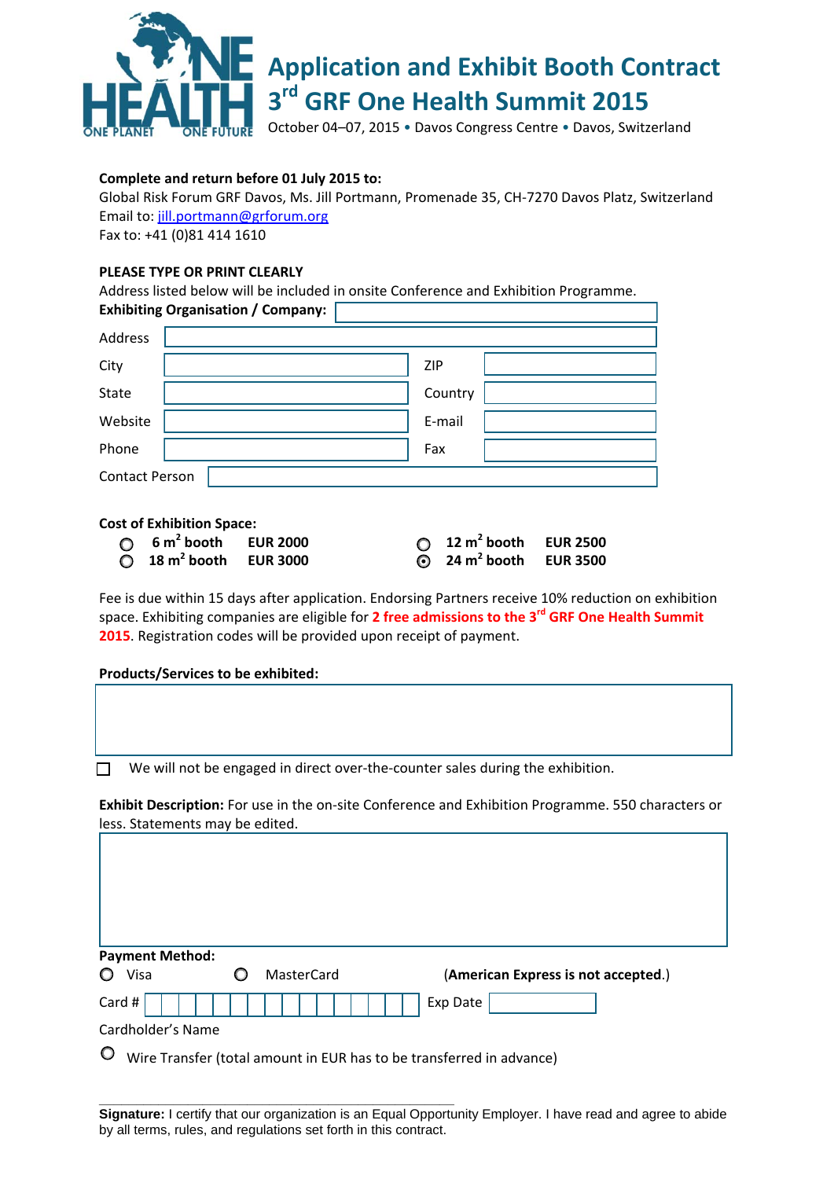# Application and Exhibit Booth Contract

## 3rd GRF One Health Summit 2015

October 04–07, 2015 • Davos Congress Centre • Davos, Switzerland

**Complete and return before 01 July 2015 to:**
Global Risk Forum GRF Davos, Ms. Jill Portmann, Promenade 35, CH-7270 Davos Platz, Switzerland
Email to: jill.portmann@grforum.org
Fax to: +41 (0)81 414 1610

**PLEASE TYPE OR PRINT CLEARLY**
Address listed below will be included in onsite Conference and Exhibition Programme.

**Exhibiting Organisation / Company:** ______________________

| | | | |
|---|---|---|---|
| Address | | | |
| City | | ZIP | |
| State | | Country | |
| Website | | E-mail | |
| Phone | | Fax | |
| Contact Person | | | |

**Cost of Exhibition Space:**

- ○ **6 $m^2$ booth EUR 2000**
- ○ **12 $m^2$ booth EUR 2500**
- ○ **18 $m^2$ booth EUR 3000**
- ⦿ **24 $m^2$ booth EUR 3500**

Fee is due within 15 days after application. Endorsing Partners receive 10% reduction on exhibition space. Exhibiting companies are eligible for **2 free admissions to the 3rd GRF One Health Summit 2015**. Registration codes will be provided upon receipt of payment.

**Products/Services to be exhibited:**

☐ We will not be engaged in direct over-the-counter sales during the exhibition.

**Exhibit Description:** For use in the on-site Conference and Exhibition Programme. 550 characters or less. Statements may be edited.

**Payment Method:**

○ Visa ○ MasterCard (**American Express is not accepted**.)

Card # ______________________ Exp Date __________

Cardholder's Name

○ Wire Transfer (total amount in EUR has to be transferred in advance)

**Signature:** I certify that our organization is an Equal Opportunity Employer. I have read and agree to abide by all terms, rules, and regulations set forth in this contract.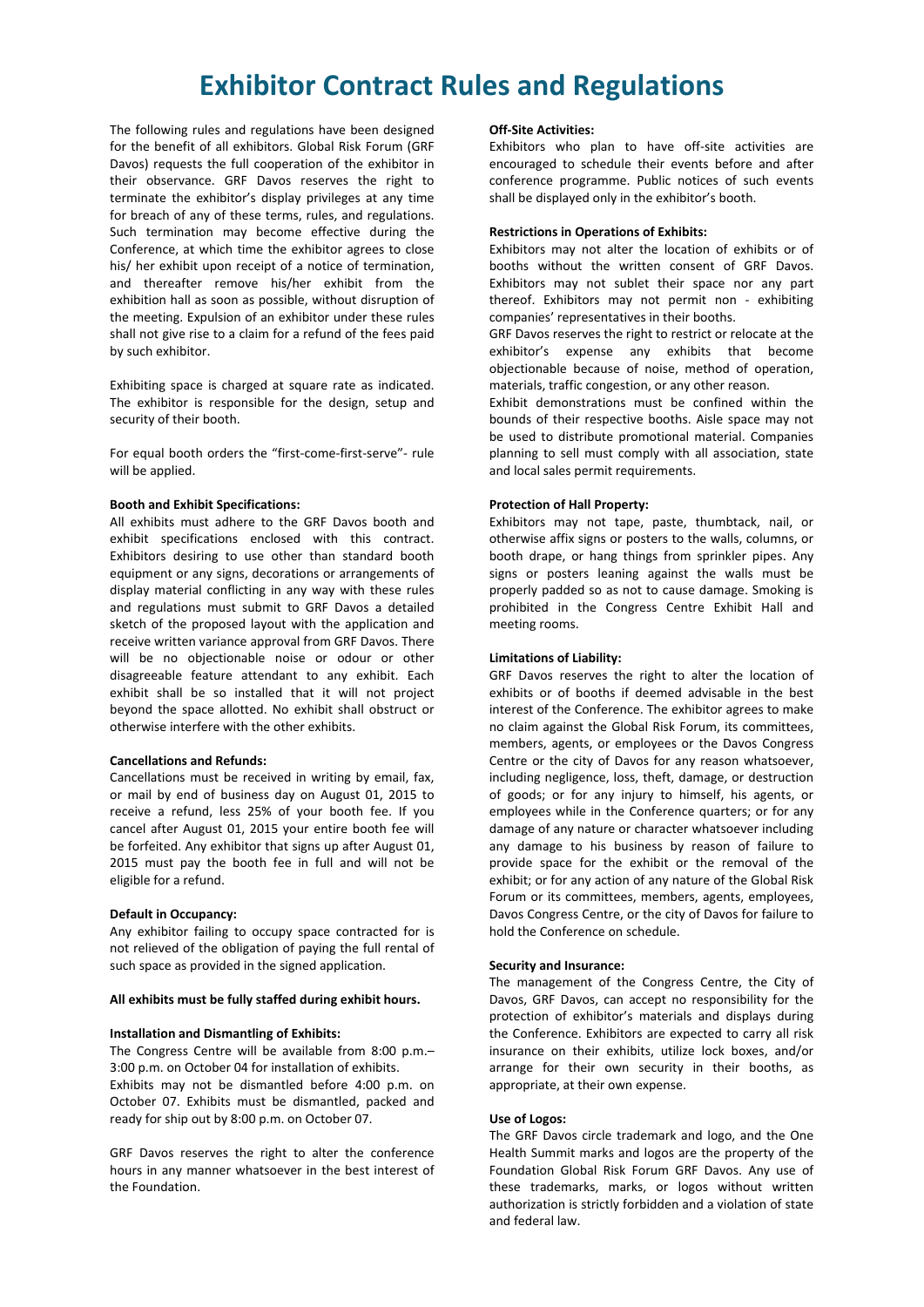# Exhibitor Contract Rules and Regulations

The following rules and regulations have been designed for the benefit of all exhibitors. Global Risk Forum (GRF Davos) requests the full cooperation of the exhibitor in their observance. GRF Davos reserves the right to terminate the exhibitor's display privileges at any time for breach of any of these terms, rules, and regulations. Such termination may become effective during the Conference, at which time the exhibitor agrees to close his/ her exhibit upon receipt of a notice of termination, and thereafter remove his/her exhibit from the exhibition hall as soon as possible, without disruption of the meeting. Expulsion of an exhibitor under these rules shall not give rise to a claim for a refund of the fees paid by such exhibitor.

Exhibiting space is charged at square rate as indicated. The exhibitor is responsible for the design, setup and security of their booth.

For equal booth orders the "first-come-first-serve"- rule will be applied.

**Booth and Exhibit Specifications:**

All exhibits must adhere to the GRF Davos booth and exhibit specifications enclosed with this contract. Exhibitors desiring to use other than standard booth equipment or any signs, decorations or arrangements of display material conflicting in any way with these rules and regulations must submit to GRF Davos a detailed sketch of the proposed layout with the application and receive written variance approval from GRF Davos. There will be no objectionable noise or odour or other disagreeable feature attendant to any exhibit. Each exhibit shall be so installed that it will not project beyond the space allotted. No exhibit shall obstruct or otherwise interfere with the other exhibits.

**Cancellations and Refunds:**

Cancellations must be received in writing by email, fax, or mail by end of business day on August 01, 2015 to receive a refund, less 25% of your booth fee. If you cancel after August 01, 2015 your entire booth fee will be forfeited. Any exhibitor that signs up after August 01, 2015 must pay the booth fee in full and will not be eligible for a refund.

**Default in Occupancy:**

Any exhibitor failing to occupy space contracted for is not relieved of the obligation of paying the full rental of such space as provided in the signed application.

**All exhibits must be fully staffed during exhibit hours.**

**Installation and Dismantling of Exhibits:**

The Congress Centre will be available from 8:00 p.m.– 3:00 p.m. on October 04 for installation of exhibits.

Exhibits may not be dismantled before 4:00 p.m. on October 07. Exhibits must be dismantled, packed and ready for ship out by 8:00 p.m. on October 07.

GRF Davos reserves the right to alter the conference hours in any manner whatsoever in the best interest of the Foundation.

**Off-Site Activities:**

Exhibitors who plan to have off-site activities are encouraged to schedule their events before and after conference programme. Public notices of such events shall be displayed only in the exhibitor's booth.

**Restrictions in Operations of Exhibits:**

Exhibitors may not alter the location of exhibits or of booths without the written consent of GRF Davos. Exhibitors may not sublet their space nor any part thereof. Exhibitors may not permit non - exhibiting companies' representatives in their booths.

GRF Davos reserves the right to restrict or relocate at the exhibitor's expense any exhibits that become objectionable because of noise, method of operation, materials, traffic congestion, or any other reason.

Exhibit demonstrations must be confined within the bounds of their respective booths. Aisle space may not be used to distribute promotional material. Companies planning to sell must comply with all association, state and local sales permit requirements.

**Protection of Hall Property:**

Exhibitors may not tape, paste, thumbtack, nail, or otherwise affix signs or posters to the walls, columns, or booth drape, or hang things from sprinkler pipes. Any signs or posters leaning against the walls must be properly padded so as not to cause damage. Smoking is prohibited in the Congress Centre Exhibit Hall and meeting rooms.

**Limitations of Liability:**

GRF Davos reserves the right to alter the location of exhibits or of booths if deemed advisable in the best interest of the Conference. The exhibitor agrees to make no claim against the Global Risk Forum, its committees, members, agents, or employees or the Davos Congress Centre or the city of Davos for any reason whatsoever, including negligence, loss, theft, damage, or destruction of goods; or for any injury to himself, his agents, or employees while in the Conference quarters; or for any damage of any nature or character whatsoever including any damage to his business by reason of failure to provide space for the exhibit or the removal of the exhibit; or for any action of any nature of the Global Risk Forum or its committees, members, agents, employees, Davos Congress Centre, or the city of Davos for failure to hold the Conference on schedule.

**Security and Insurance:**

The management of the Congress Centre, the City of Davos, GRF Davos, can accept no responsibility for the protection of exhibitor's materials and displays during the Conference. Exhibitors are expected to carry all risk insurance on their exhibits, utilize lock boxes, and/or arrange for their own security in their booths, as appropriate, at their own expense.

**Use of Logos:**

The GRF Davos circle trademark and logo, and the One Health Summit marks and logos are the property of the Foundation Global Risk Forum GRF Davos. Any use of these trademarks, marks, or logos without written authorization is strictly forbidden and a violation of state and federal law.